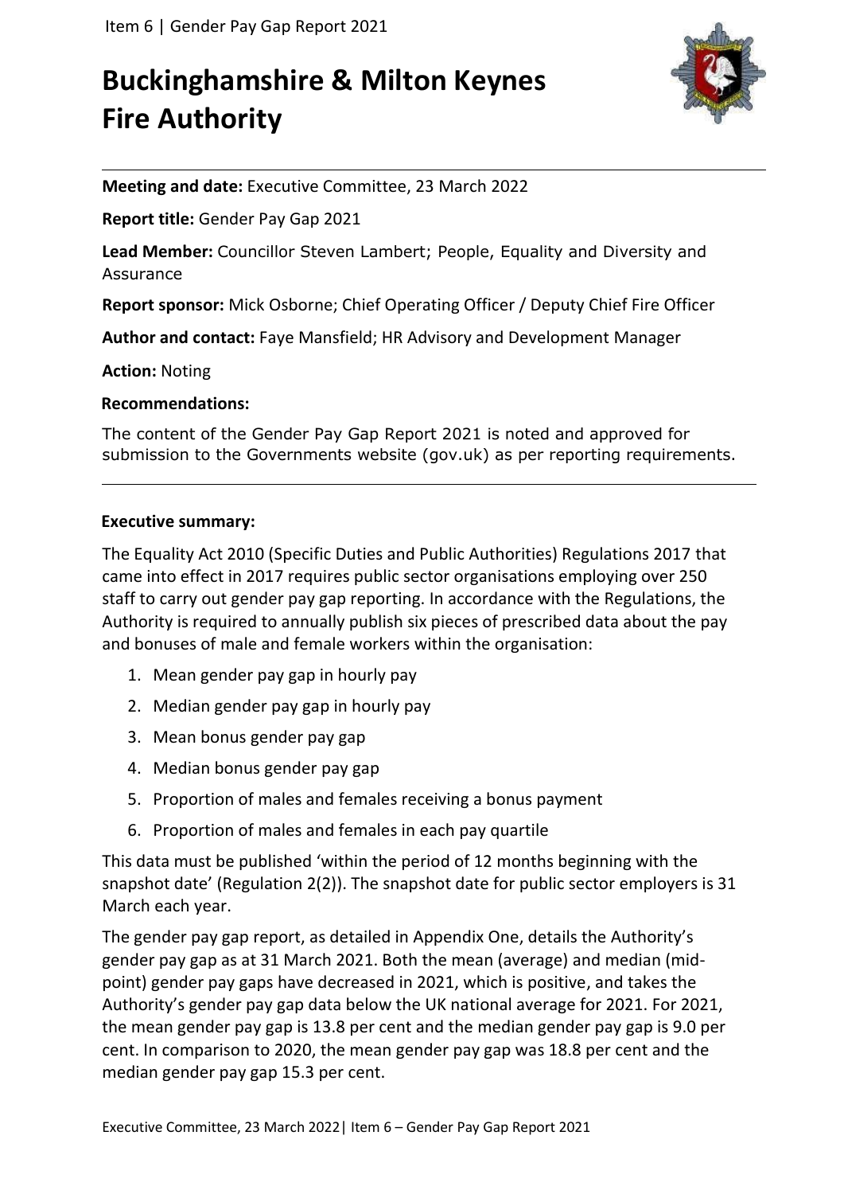# Buckinghamshire & Milton Keynes Fire Authority

**Meeting and date:** Executive Committee, 23 March 2022

**Report title:** Gender Pay Gap 2021

**Lead Member:** Councillor Steven Lambert; People, Equality and Diversity and Assurance

**Report sponsor:** Mick Osborne; Chief Operating Officer / Deputy Chief Fire Officer

**Author and contact:** Faye Mansfield; HR Advisory and Development Manager

**Action:** Noting

**Recommendations:**

The content of the Gender Pay Gap Report 2021 is noted and approved for submission to the Governments website (gov.uk) as per reporting requirements.

---

**Executive summary:**

The Equality Act 2010 (Specific Duties and Public Authorities) Regulations 2017 that came into effect in 2017 requires public sector organisations employing over 250 staff to carry out gender pay gap reporting. In accordance with the Regulations, the Authority is required to annually publish six pieces of prescribed data about the pay and bonuses of male and female workers within the organisation:

1. Mean gender pay gap in hourly pay
2. Median gender pay gap in hourly pay
3. Mean bonus gender pay gap
4. Median bonus gender pay gap
5. Proportion of males and females receiving a bonus payment
6. Proportion of males and females in each pay quartile

This data must be published 'within the period of 12 months beginning with the snapshot date' (Regulation 2(2)). The snapshot date for public sector employers is 31 March each year.

The gender pay gap report, as detailed in Appendix One, details the Authority's gender pay gap as at 31 March 2021. Both the mean (average) and median (mid-point) gender pay gaps have decreased in 2021, which is positive, and takes the Authority's gender pay gap data below the UK national average for 2021. For 2021, the mean gender pay gap is 13.8 per cent and the median gender pay gap is 9.0 per cent. In comparison to 2020, the mean gender pay gap was 18.8 per cent and the median gender pay gap 15.3 per cent.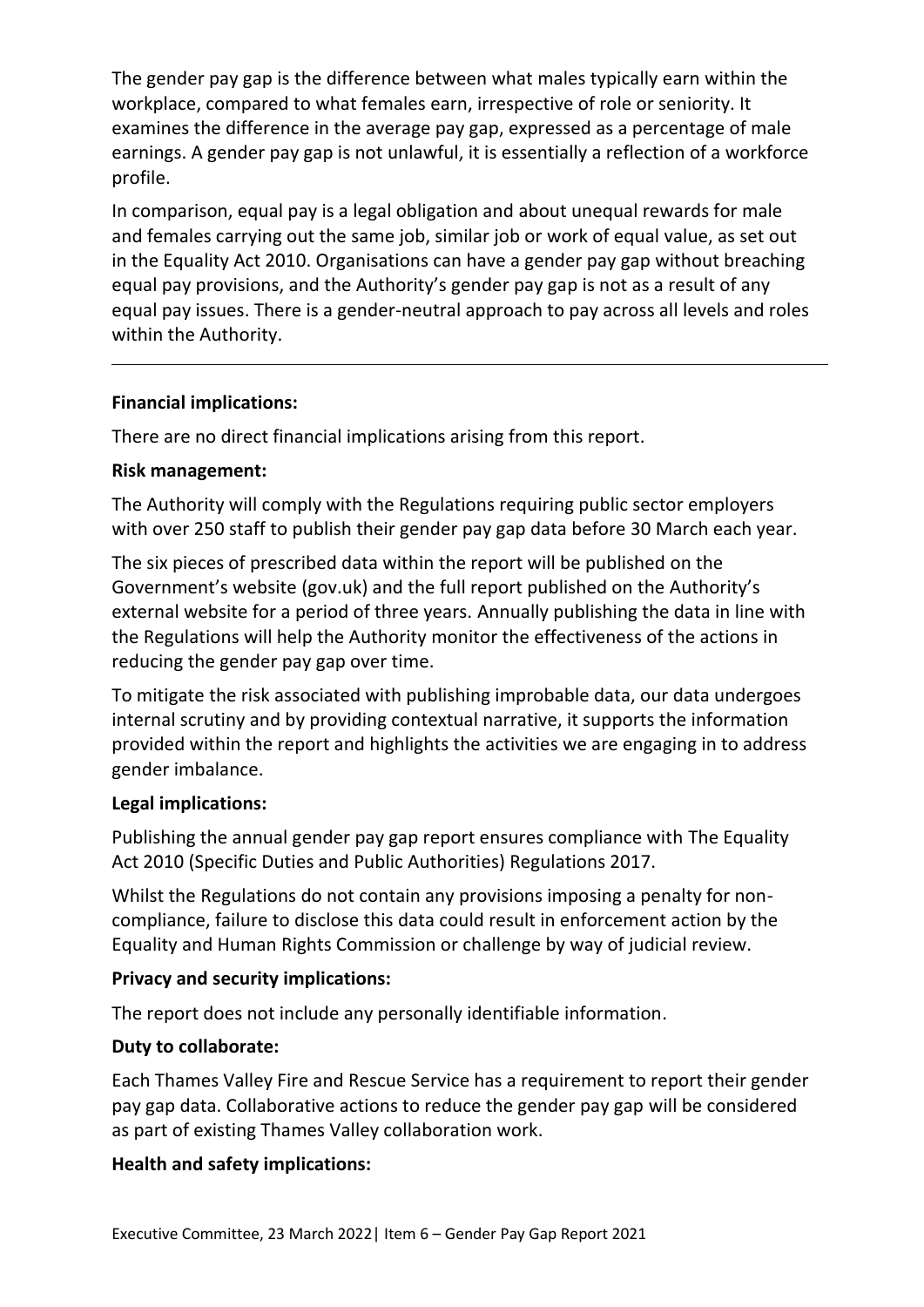The gender pay gap is the difference between what males typically earn within the workplace, compared to what females earn, irrespective of role or seniority. It examines the difference in the average pay gap, expressed as a percentage of male earnings. A gender pay gap is not unlawful, it is essentially a reflection of a workforce profile.

In comparison, equal pay is a legal obligation and about unequal rewards for male and females carrying out the same job, similar job or work of equal value, as set out in the Equality Act 2010. Organisations can have a gender pay gap without breaching equal pay provisions, and the Authority's gender pay gap is not as a result of any equal pay issues. There is a gender-neutral approach to pay across all levels and roles within the Authority.

---

**Financial implications:**

There are no direct financial implications arising from this report.

**Risk management:**

The Authority will comply with the Regulations requiring public sector employers with over 250 staff to publish their gender pay gap data before 30 March each year.

The six pieces of prescribed data within the report will be published on the Government's website (gov.uk) and the full report published on the Authority's external website for a period of three years. Annually publishing the data in line with the Regulations will help the Authority monitor the effectiveness of the actions in reducing the gender pay gap over time.

To mitigate the risk associated with publishing improbable data, our data undergoes internal scrutiny and by providing contextual narrative, it supports the information provided within the report and highlights the activities we are engaging in to address gender imbalance.

**Legal implications:**

Publishing the annual gender pay gap report ensures compliance with The Equality Act 2010 (Specific Duties and Public Authorities) Regulations 2017.

Whilst the Regulations do not contain any provisions imposing a penalty for non-compliance, failure to disclose this data could result in enforcement action by the Equality and Human Rights Commission or challenge by way of judicial review.

**Privacy and security implications:**

The report does not include any personally identifiable information.

**Duty to collaborate:**

Each Thames Valley Fire and Rescue Service has a requirement to report their gender pay gap data. Collaborative actions to reduce the gender pay gap will be considered as part of existing Thames Valley collaboration work.

**Health and safety implications:**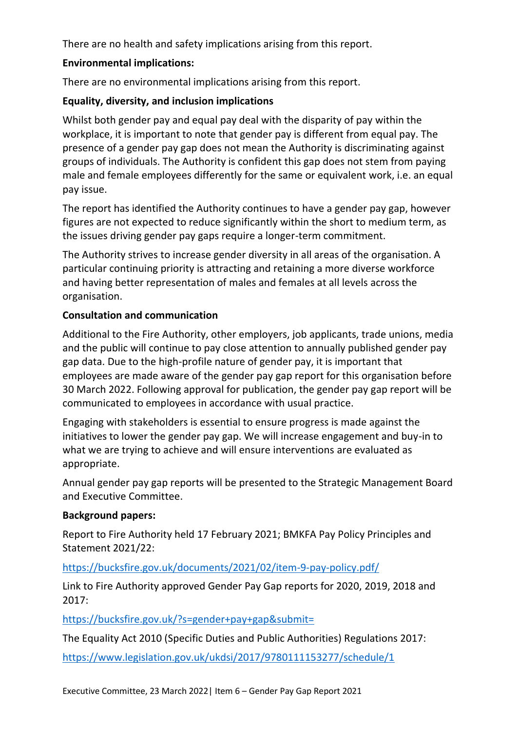There are no health and safety implications arising from this report.

**Environmental implications:**

There are no environmental implications arising from this report.

**Equality, diversity, and inclusion implications**

Whilst both gender pay and equal pay deal with the disparity of pay within the workplace, it is important to note that gender pay is different from equal pay. The presence of a gender pay gap does not mean the Authority is discriminating against groups of individuals. The Authority is confident this gap does not stem from paying male and female employees differently for the same or equivalent work, i.e. an equal pay issue.

The report has identified the Authority continues to have a gender pay gap, however figures are not expected to reduce significantly within the short to medium term, as the issues driving gender pay gaps require a longer-term commitment.

The Authority strives to increase gender diversity in all areas of the organisation. A particular continuing priority is attracting and retaining a more diverse workforce and having better representation of males and females at all levels across the organisation.

**Consultation and communication**

Additional to the Fire Authority, other employers, job applicants, trade unions, media and the public will continue to pay close attention to annually published gender pay gap data. Due to the high-profile nature of gender pay, it is important that employees are made aware of the gender pay gap report for this organisation before 30 March 2022. Following approval for publication, the gender pay gap report will be communicated to employees in accordance with usual practice.

Engaging with stakeholders is essential to ensure progress is made against the initiatives to lower the gender pay gap. We will increase engagement and buy-in to what we are trying to achieve and will ensure interventions are evaluated as appropriate.

Annual gender pay gap reports will be presented to the Strategic Management Board and Executive Committee.

**Background papers:**

Report to Fire Authority held 17 February 2021; BMKFA Pay Policy Principles and Statement 2021/22:

https://bucksfire.gov.uk/documents/2021/02/item-9-pay-policy.pdf/

Link to Fire Authority approved Gender Pay Gap reports for 2020, 2019, 2018 and 2017:

https://bucksfire.gov.uk/?s=gender+pay+gap&submit=

The Equality Act 2010 (Specific Duties and Public Authorities) Regulations 2017:

https://www.legislation.gov.uk/ukdsi/2017/9780111153277/schedule/1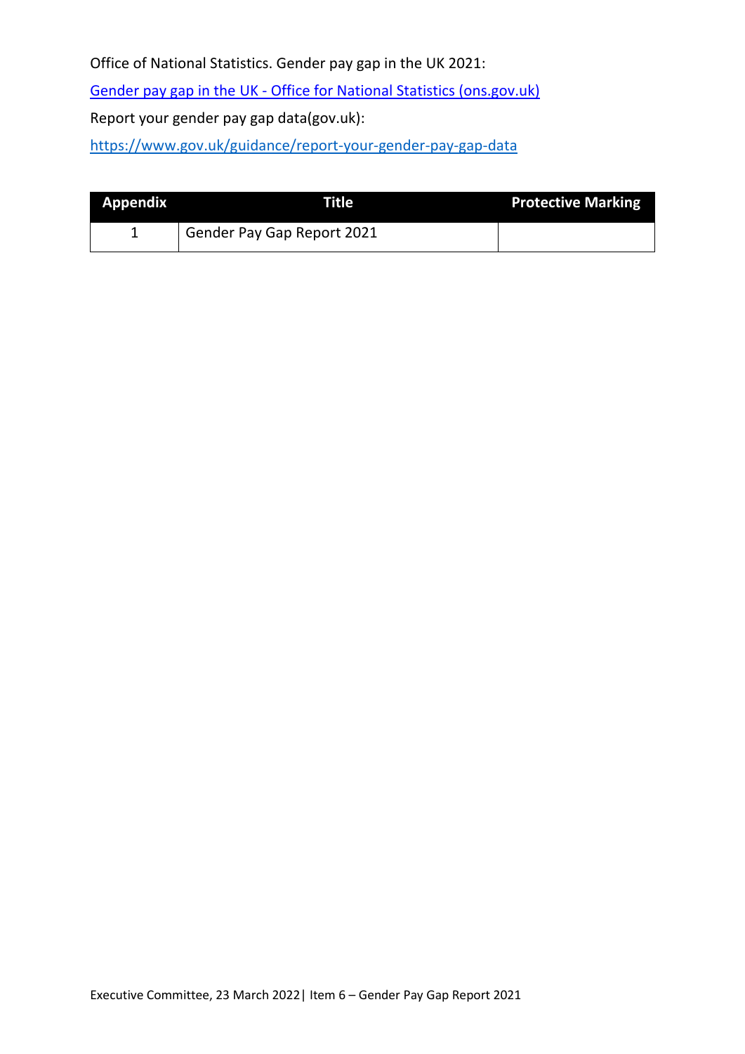Office of National Statistics. Gender pay gap in the UK 2021:

[Gender pay gap in the UK - Office for National Statistics (ons.gov.uk)]

Report your gender pay gap data(gov.uk):

https://www.gov.uk/guidance/report-your-gender-pay-gap-data

| Appendix | Title | Protective Marking |
|---|---|---|
| 1 | Gender Pay Gap Report 2021 | |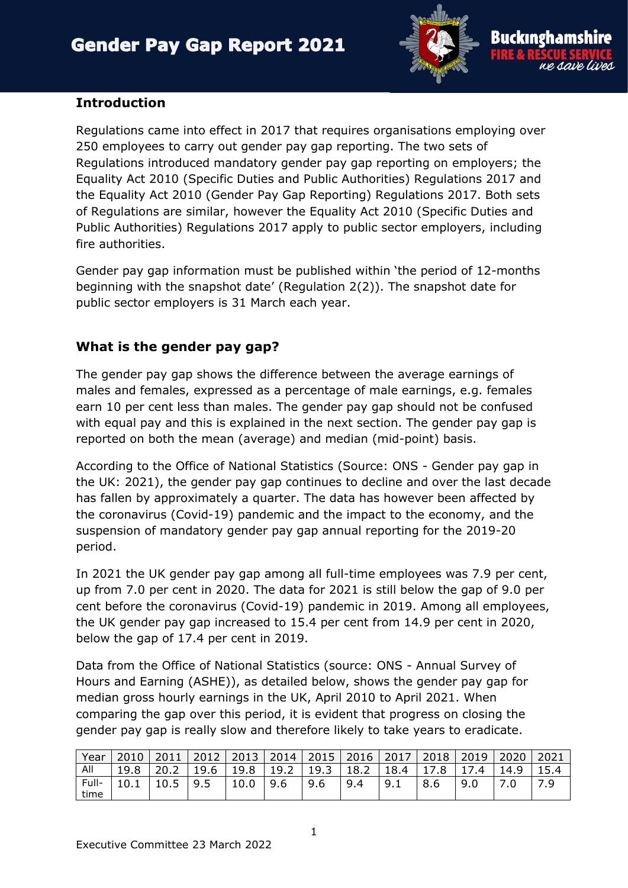# Gender Pay Gap Report 2021

## Introduction

Regulations came into effect in 2017 that requires organisations employing over 250 employees to carry out gender pay gap reporting. The two sets of Regulations introduced mandatory gender pay gap reporting on employers; the Equality Act 2010 (Specific Duties and Public Authorities) Regulations 2017 and the Equality Act 2010 (Gender Pay Gap Reporting) Regulations 2017. Both sets of Regulations are similar, however the Equality Act 2010 (Specific Duties and Public Authorities) Regulations 2017 apply to public sector employers, including fire authorities.

Gender pay gap information must be published within 'the period of 12-months beginning with the snapshot date' (Regulation 2(2)). The snapshot date for public sector employers is 31 March each year.

## What is the gender pay gap?

The gender pay gap shows the difference between the average earnings of males and females, expressed as a percentage of male earnings, e.g. females earn 10 per cent less than males. The gender pay gap should not be confused with equal pay and this is explained in the next section. The gender pay gap is reported on both the mean (average) and median (mid-point) basis.

According to the Office of National Statistics (Source: ONS - Gender pay gap in the UK: 2021), the gender pay gap continues to decline and over the last decade has fallen by approximately a quarter. The data has however been affected by the coronavirus (Covid-19) pandemic and the impact to the economy, and the suspension of mandatory gender pay gap annual reporting for the 2019-20 period.

In 2021 the UK gender pay gap among all full-time employees was 7.9 per cent, up from 7.0 per cent in 2020. The data for 2021 is still below the gap of 9.0 per cent before the coronavirus (Covid-19) pandemic in 2019. Among all employees, the UK gender pay gap increased to 15.4 per cent from 14.9 per cent in 2020, below the gap of 17.4 per cent in 2019.

Data from the Office of National Statistics (source: ONS - Annual Survey of Hours and Earning (ASHE)), as detailed below, shows the gender pay gap for median gross hourly earnings in the UK, April 2010 to April 2021. When comparing the gap over this period, it is evident that progress on closing the gender pay gap is really slow and therefore likely to take years to eradicate.

| Year | 2010 | 2011 | 2012 | 2013 | 2014 | 2015 | 2016 | 2017 | 2018 | 2019 | 2020 | 2021 |
|---|---|---|---|---|---|---|---|---|---|---|---|---|
| All | 19.8 | 20.2 | 19.6 | 19.8 | 19.2 | 19.3 | 18.2 | 18.4 | 17.8 | 17.4 | 14.9 | 15.4 |
| Full-time | 10.1 | 10.5 | 9.5 | 10.0 | 9.6 | 9.6 | 9.4 | 9.1 | 8.6 | 9.0 | 7.0 | 7.9 |

Executive Committee 23 March 2022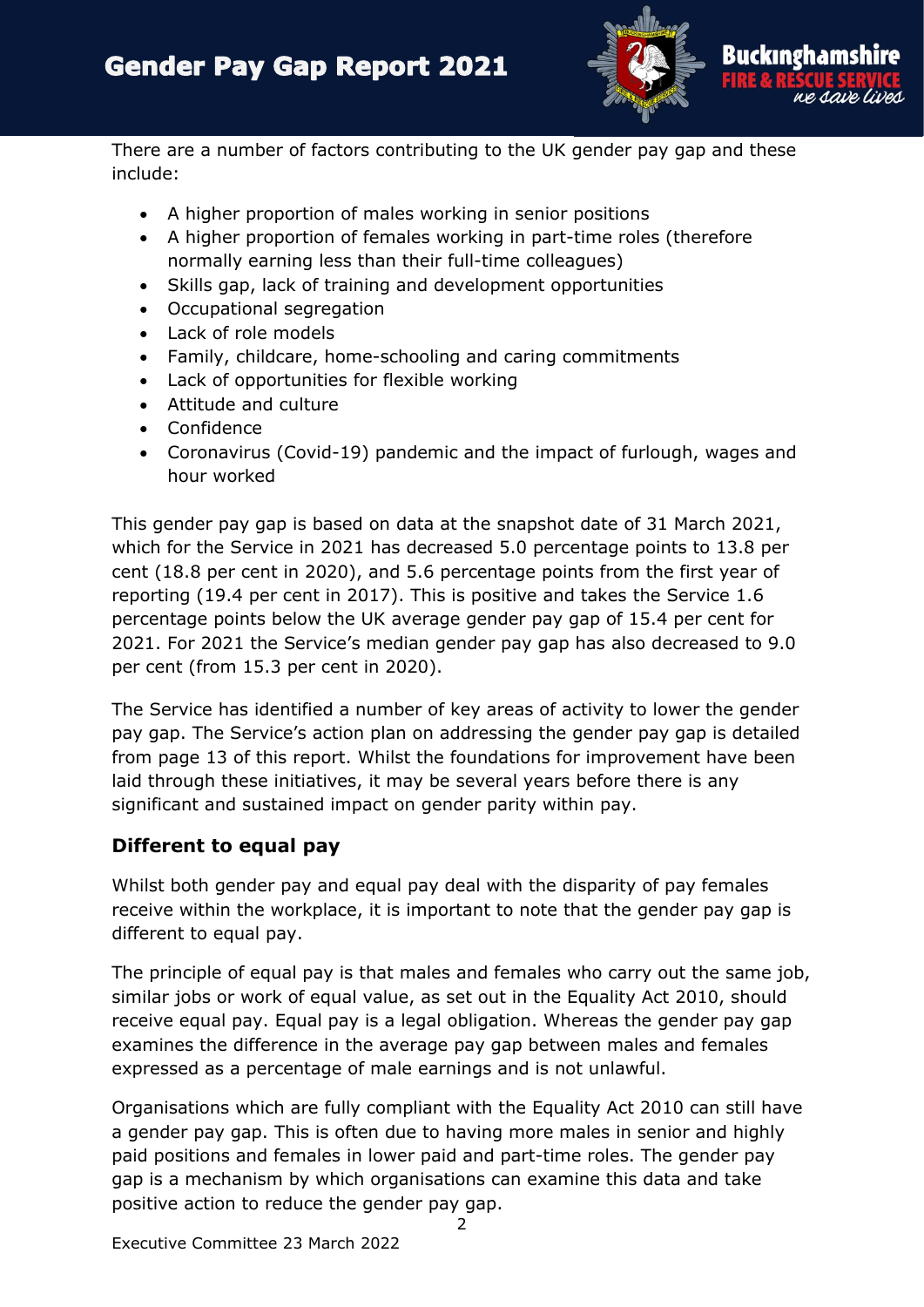There are a number of factors contributing to the UK gender pay gap and these include:

- A higher proportion of males working in senior positions
- A higher proportion of females working in part-time roles (therefore normally earning less than their full-time colleagues)
- Skills gap, lack of training and development opportunities
- Occupational segregation
- Lack of role models
- Family, childcare, home-schooling and caring commitments
- Lack of opportunities for flexible working
- Attitude and culture
- Confidence
- Coronavirus (Covid-19) pandemic and the impact of furlough, wages and hour worked

This gender pay gap is based on data at the snapshot date of 31 March 2021, which for the Service in 2021 has decreased 5.0 percentage points to 13.8 per cent (18.8 per cent in 2020), and 5.6 percentage points from the first year of reporting (19.4 per cent in 2017). This is positive and takes the Service 1.6 percentage points below the UK average gender pay gap of 15.4 per cent for 2021. For 2021 the Service's median gender pay gap has also decreased to 9.0 per cent (from 15.3 per cent in 2020).

The Service has identified a number of key areas of activity to lower the gender pay gap. The Service's action plan on addressing the gender pay gap is detailed from page 13 of this report. Whilst the foundations for improvement have been laid through these initiatives, it may be several years before there is any significant and sustained impact on gender parity within pay.

## Different to equal pay

Whilst both gender pay and equal pay deal with the disparity of pay females receive within the workplace, it is important to note that the gender pay gap is different to equal pay.

The principle of equal pay is that males and females who carry out the same job, similar jobs or work of equal value, as set out in the Equality Act 2010, should receive equal pay. Equal pay is a legal obligation. Whereas the gender pay gap examines the difference in the average pay gap between males and females expressed as a percentage of male earnings and is not unlawful.

Organisations which are fully compliant with the Equality Act 2010 can still have a gender pay gap. This is often due to having more males in senior and highly paid positions and females in lower paid and part-time roles. The gender pay gap is a mechanism by which organisations can examine this data and take positive action to reduce the gender pay gap.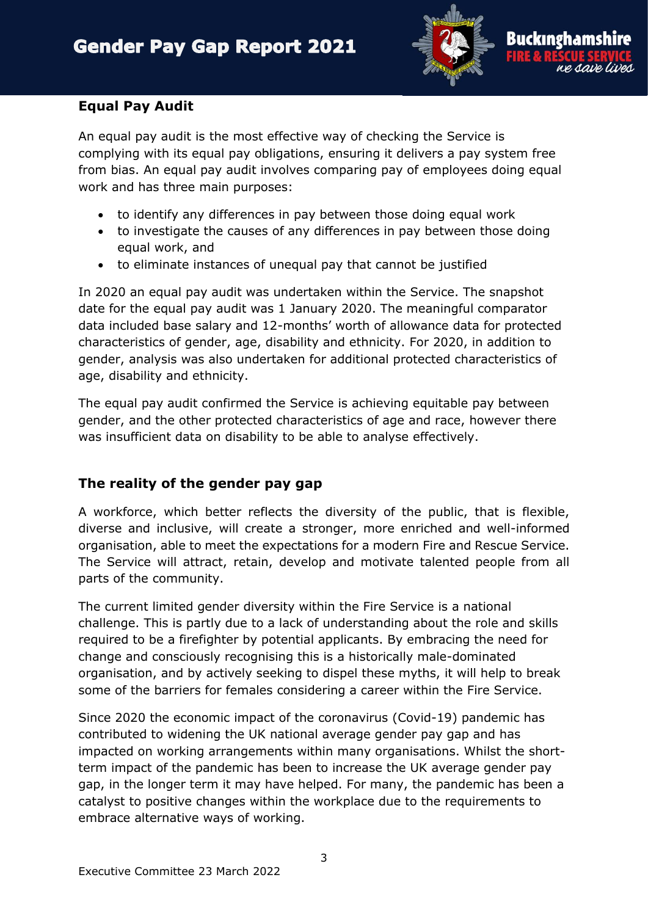## Equal Pay Audit

An equal pay audit is the most effective way of checking the Service is complying with its equal pay obligations, ensuring it delivers a pay system free from bias. An equal pay audit involves comparing pay of employees doing equal work and has three main purposes:

- to identify any differences in pay between those doing equal work
- to investigate the causes of any differences in pay between those doing equal work, and
- to eliminate instances of unequal pay that cannot be justified

In 2020 an equal pay audit was undertaken within the Service. The snapshot date for the equal pay audit was 1 January 2020. The meaningful comparator data included base salary and 12-months' worth of allowance data for protected characteristics of gender, age, disability and ethnicity. For 2020, in addition to gender, analysis was also undertaken for additional protected characteristics of age, disability and ethnicity.

The equal pay audit confirmed the Service is achieving equitable pay between gender, and the other protected characteristics of age and race, however there was insufficient data on disability to be able to analyse effectively.

## The reality of the gender pay gap

A workforce, which better reflects the diversity of the public, that is flexible, diverse and inclusive, will create a stronger, more enriched and well-informed organisation, able to meet the expectations for a modern Fire and Rescue Service. The Service will attract, retain, develop and motivate talented people from all parts of the community.

The current limited gender diversity within the Fire Service is a national challenge. This is partly due to a lack of understanding about the role and skills required to be a firefighter by potential applicants. By embracing the need for change and consciously recognising this is a historically male-dominated organisation, and by actively seeking to dispel these myths, it will help to break some of the barriers for females considering a career within the Fire Service.

Since 2020 the economic impact of the coronavirus (Covid-19) pandemic has contributed to widening the UK national average gender pay gap and has impacted on working arrangements within many organisations. Whilst the short-term impact of the pandemic has been to increase the UK average gender pay gap, in the longer term it may have helped. For many, the pandemic has been a catalyst to positive changes within the workplace due to the requirements to embrace alternative ways of working.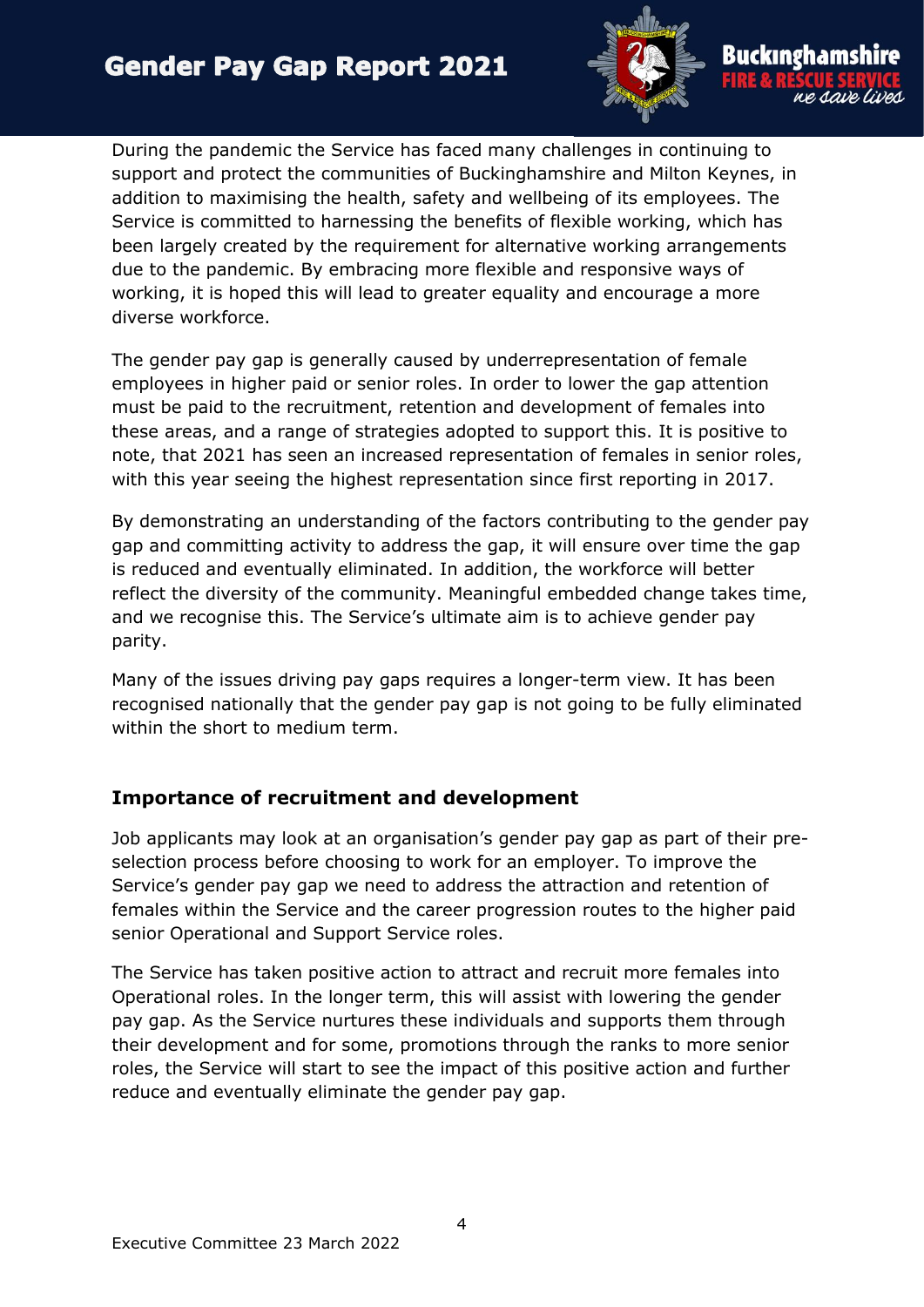During the pandemic the Service has faced many challenges in continuing to support and protect the communities of Buckinghamshire and Milton Keynes, in addition to maximising the health, safety and wellbeing of its employees. The Service is committed to harnessing the benefits of flexible working, which has been largely created by the requirement for alternative working arrangements due to the pandemic. By embracing more flexible and responsive ways of working, it is hoped this will lead to greater equality and encourage a more diverse workforce.

The gender pay gap is generally caused by underrepresentation of female employees in higher paid or senior roles. In order to lower the gap attention must be paid to the recruitment, retention and development of females into these areas, and a range of strategies adopted to support this. It is positive to note, that 2021 has seen an increased representation of females in senior roles, with this year seeing the highest representation since first reporting in 2017.

By demonstrating an understanding of the factors contributing to the gender pay gap and committing activity to address the gap, it will ensure over time the gap is reduced and eventually eliminated. In addition, the workforce will better reflect the diversity of the community. Meaningful embedded change takes time, and we recognise this. The Service's ultimate aim is to achieve gender pay parity.

Many of the issues driving pay gaps requires a longer-term view. It has been recognised nationally that the gender pay gap is not going to be fully eliminated within the short to medium term.

## Importance of recruitment and development

Job applicants may look at an organisation's gender pay gap as part of their pre-selection process before choosing to work for an employer. To improve the Service's gender pay gap we need to address the attraction and retention of females within the Service and the career progression routes to the higher paid senior Operational and Support Service roles.

The Service has taken positive action to attract and recruit more females into Operational roles. In the longer term, this will assist with lowering the gender pay gap. As the Service nurtures these individuals and supports them through their development and for some, promotions through the ranks to more senior roles, the Service will start to see the impact of this positive action and further reduce and eventually eliminate the gender pay gap.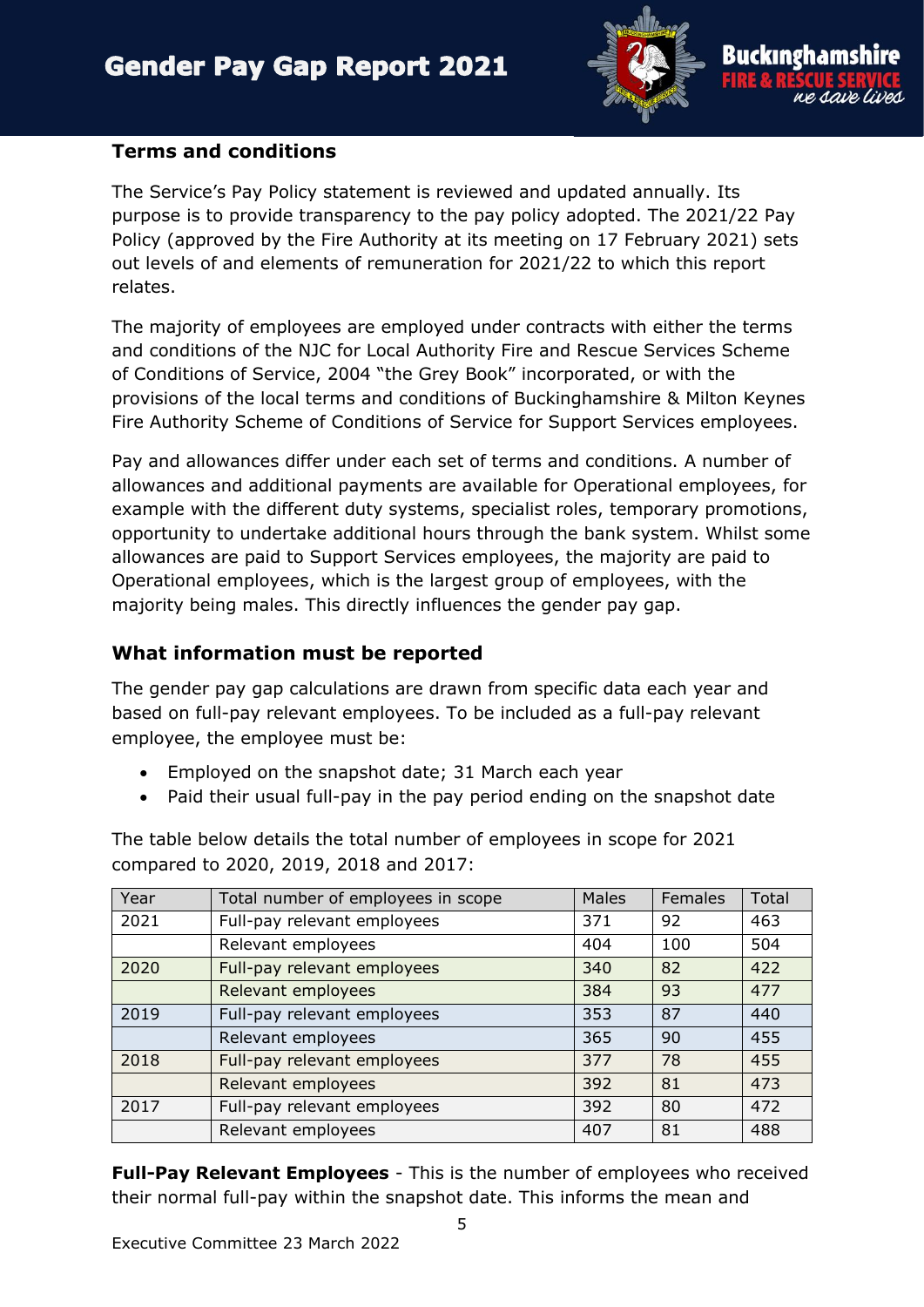### Terms and conditions

The Service's Pay Policy statement is reviewed and updated annually. Its purpose is to provide transparency to the pay policy adopted. The 2021/22 Pay Policy (approved by the Fire Authority at its meeting on 17 February 2021) sets out levels of and elements of remuneration for 2021/22 to which this report relates.

The majority of employees are employed under contracts with either the terms and conditions of the NJC for Local Authority Fire and Rescue Services Scheme of Conditions of Service, 2004 "the Grey Book" incorporated, or with the provisions of the local terms and conditions of Buckinghamshire & Milton Keynes Fire Authority Scheme of Conditions of Service for Support Services employees.

Pay and allowances differ under each set of terms and conditions. A number of allowances and additional payments are available for Operational employees, for example with the different duty systems, specialist roles, temporary promotions, opportunity to undertake additional hours through the bank system. Whilst some allowances are paid to Support Services employees, the majority are paid to Operational employees, which is the largest group of employees, with the majority being males. This directly influences the gender pay gap.

### What information must be reported

The gender pay gap calculations are drawn from specific data each year and based on full-pay relevant employees. To be included as a full-pay relevant employee, the employee must be:

- Employed on the snapshot date; 31 March each year
- Paid their usual full-pay in the pay period ending on the snapshot date

The table below details the total number of employees in scope for 2021 compared to 2020, 2019, 2018 and 2017:

| Year | Total number of employees in scope | Males | Females | Total |
|---|---|---|---|---|
| 2021 | Full-pay relevant employees | 371 | 92 | 463 |
| | Relevant employees | 404 | 100 | 504 |
| 2020 | Full-pay relevant employees | 340 | 82 | 422 |
| | Relevant employees | 384 | 93 | 477 |
| 2019 | Full-pay relevant employees | 353 | 87 | 440 |
| | Relevant employees | 365 | 90 | 455 |
| 2018 | Full-pay relevant employees | 377 | 78 | 455 |
| | Relevant employees | 392 | 81 | 473 |
| 2017 | Full-pay relevant employees | 392 | 80 | 472 |
| | Relevant employees | 407 | 81 | 488 |

**Full-Pay Relevant Employees** - This is the number of employees who received their normal full-pay within the snapshot date. This informs the mean and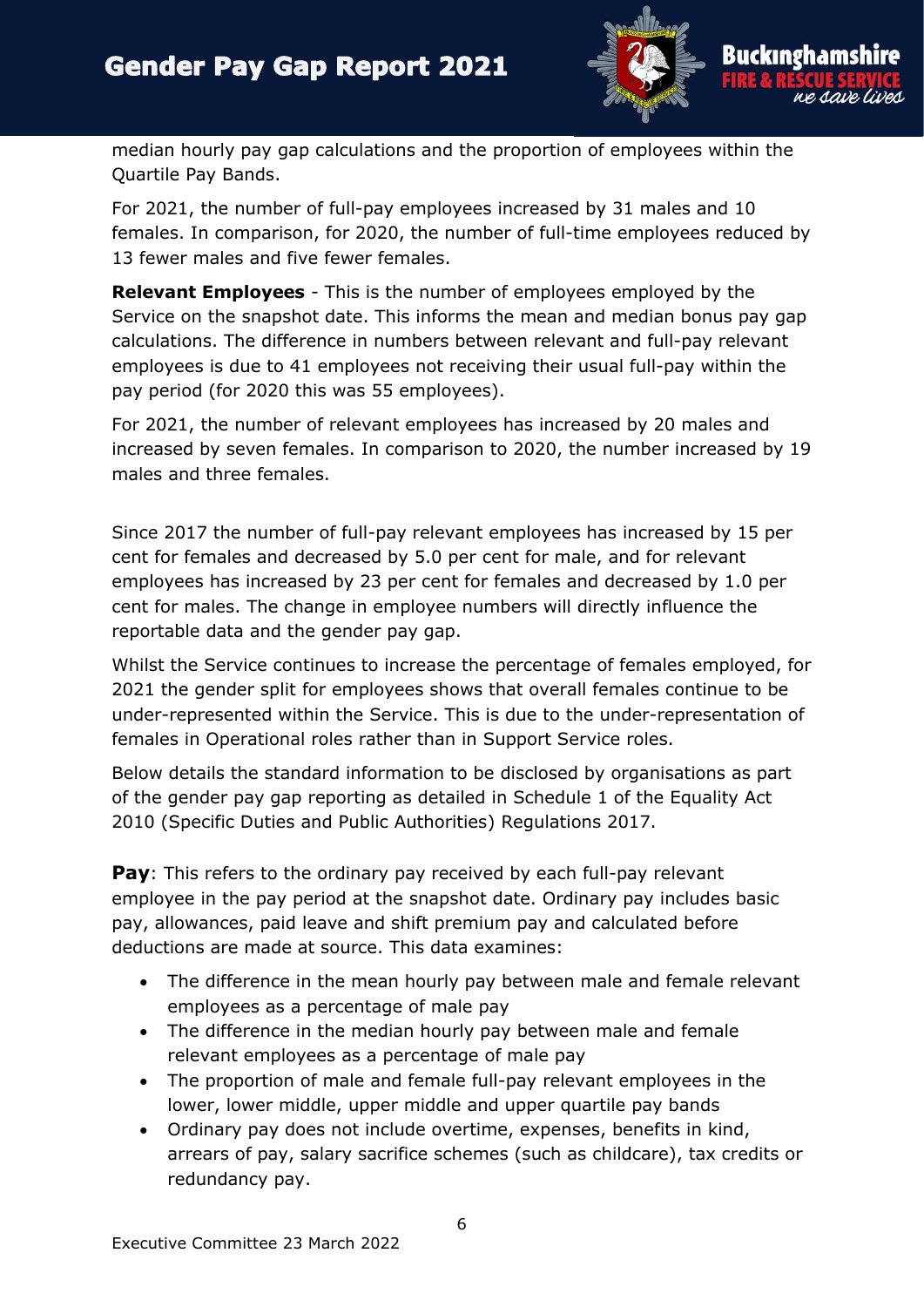median hourly pay gap calculations and the proportion of employees within the Quartile Pay Bands.

For 2021, the number of full-pay employees increased by 31 males and 10 females. In comparison, for 2020, the number of full-time employees reduced by 13 fewer males and five fewer females.

**Relevant Employees** - This is the number of employees employed by the Service on the snapshot date. This informs the mean and median bonus pay gap calculations. The difference in numbers between relevant and full-pay relevant employees is due to 41 employees not receiving their usual full-pay within the pay period (for 2020 this was 55 employees).

For 2021, the number of relevant employees has increased by 20 males and increased by seven females. In comparison to 2020, the number increased by 19 males and three females.

Since 2017 the number of full-pay relevant employees has increased by 15 per cent for females and decreased by 5.0 per cent for male, and for relevant employees has increased by 23 per cent for females and decreased by 1.0 per cent for males. The change in employee numbers will directly influence the reportable data and the gender pay gap.

Whilst the Service continues to increase the percentage of females employed, for 2021 the gender split for employees shows that overall females continue to be under-represented within the Service. This is due to the under-representation of females in Operational roles rather than in Support Service roles.

Below details the standard information to be disclosed by organisations as part of the gender pay gap reporting as detailed in Schedule 1 of the Equality Act 2010 (Specific Duties and Public Authorities) Regulations 2017.

**Pay**: This refers to the ordinary pay received by each full-pay relevant employee in the pay period at the snapshot date. Ordinary pay includes basic pay, allowances, paid leave and shift premium pay and calculated before deductions are made at source. This data examines:

- The difference in the mean hourly pay between male and female relevant employees as a percentage of male pay
- The difference in the median hourly pay between male and female relevant employees as a percentage of male pay
- The proportion of male and female full-pay relevant employees in the lower, lower middle, upper middle and upper quartile pay bands
- Ordinary pay does not include overtime, expenses, benefits in kind, arrears of pay, salary sacrifice schemes (such as childcare), tax credits or redundancy pay.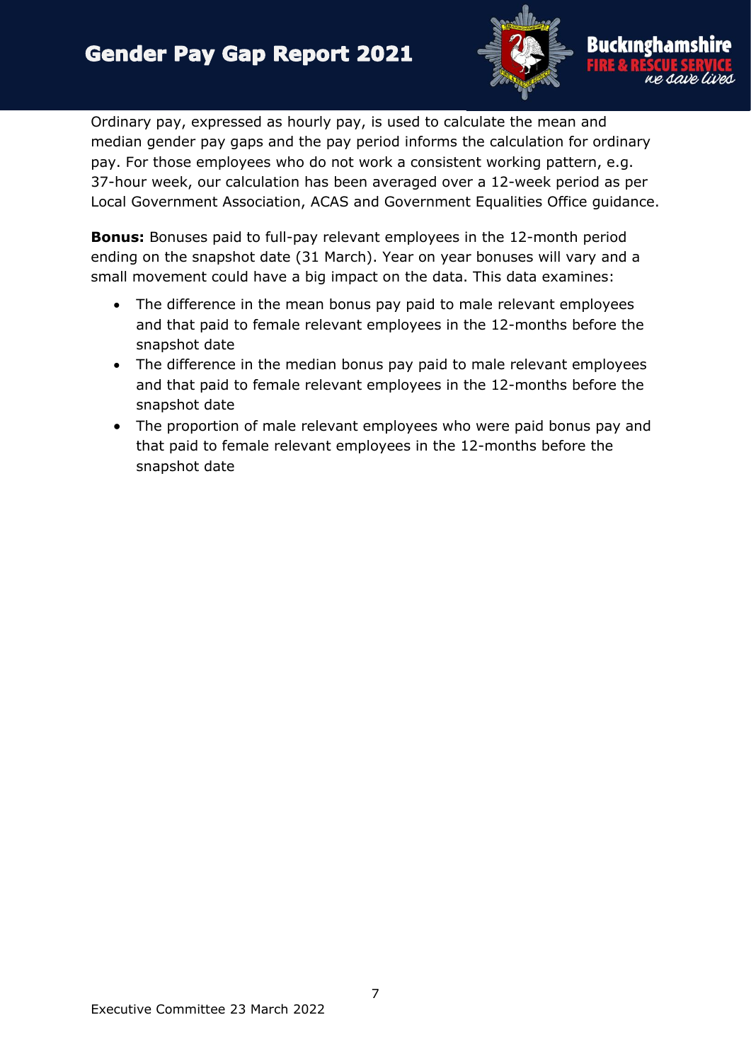Ordinary pay, expressed as hourly pay, is used to calculate the mean and median gender pay gaps and the pay period informs the calculation for ordinary pay. For those employees who do not work a consistent working pattern, e.g. 37-hour week, our calculation has been averaged over a 12-week period as per Local Government Association, ACAS and Government Equalities Office guidance.

**Bonus:** Bonuses paid to full-pay relevant employees in the 12-month period ending on the snapshot date (31 March). Year on year bonuses will vary and a small movement could have a big impact on the data. This data examines:

- The difference in the mean bonus pay paid to male relevant employees and that paid to female relevant employees in the 12-months before the snapshot date
- The difference in the median bonus pay paid to male relevant employees and that paid to female relevant employees in the 12-months before the snapshot date
- The proportion of male relevant employees who were paid bonus pay and that paid to female relevant employees in the 12-months before the snapshot date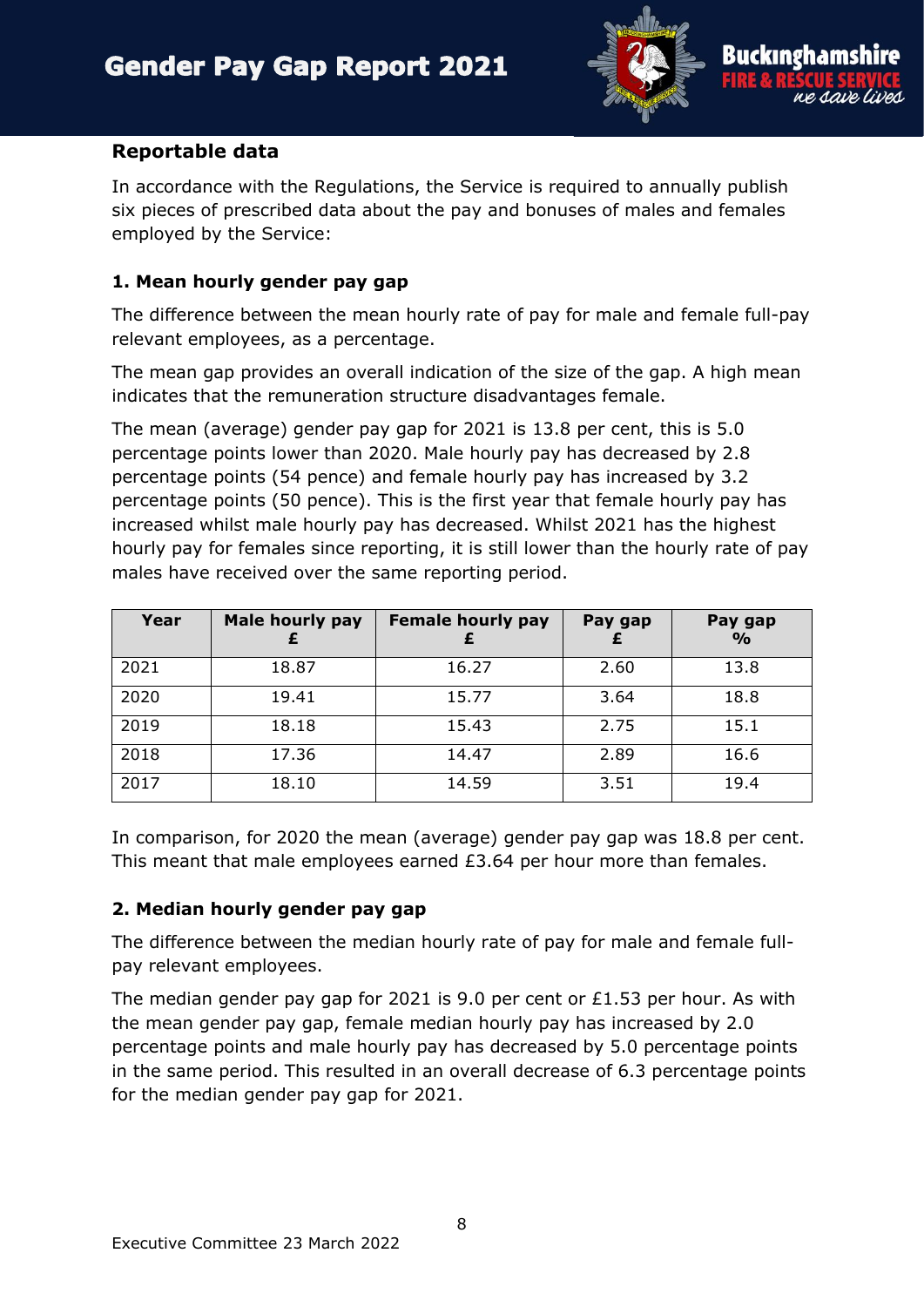## Reportable data

In accordance with the Regulations, the Service is required to annually publish six pieces of prescribed data about the pay and bonuses of males and females employed by the Service:

### 1. Mean hourly gender pay gap

The difference between the mean hourly rate of pay for male and female full-pay relevant employees, as a percentage.

The mean gap provides an overall indication of the size of the gap. A high mean indicates that the remuneration structure disadvantages female.

The mean (average) gender pay gap for 2021 is 13.8 per cent, this is 5.0 percentage points lower than 2020. Male hourly pay has decreased by 2.8 percentage points (54 pence) and female hourly pay has increased by 3.2 percentage points (50 pence). This is the first year that female hourly pay has increased whilst male hourly pay has decreased. Whilst 2021 has the highest hourly pay for females since reporting, it is still lower than the hourly rate of pay males have received over the same reporting period.

| Year | Male hourly pay £ | Female hourly pay £ | Pay gap £ | Pay gap % |
|---|---|---|---|---|
| 2021 | 18.87 | 16.27 | 2.60 | 13.8 |
| 2020 | 19.41 | 15.77 | 3.64 | 18.8 |
| 2019 | 18.18 | 15.43 | 2.75 | 15.1 |
| 2018 | 17.36 | 14.47 | 2.89 | 16.6 |
| 2017 | 18.10 | 14.59 | 3.51 | 19.4 |

In comparison, for 2020 the mean (average) gender pay gap was 18.8 per cent. This meant that male employees earned £3.64 per hour more than females.

### 2. Median hourly gender pay gap

The difference between the median hourly rate of pay for male and female full-pay relevant employees.

The median gender pay gap for 2021 is 9.0 per cent or £1.53 per hour. As with the mean gender pay gap, female median hourly pay has increased by 2.0 percentage points and male hourly pay has decreased by 5.0 percentage points in the same period. This resulted in an overall decrease of 6.3 percentage points for the median gender pay gap for 2021.

Executive Committee 23 March 2022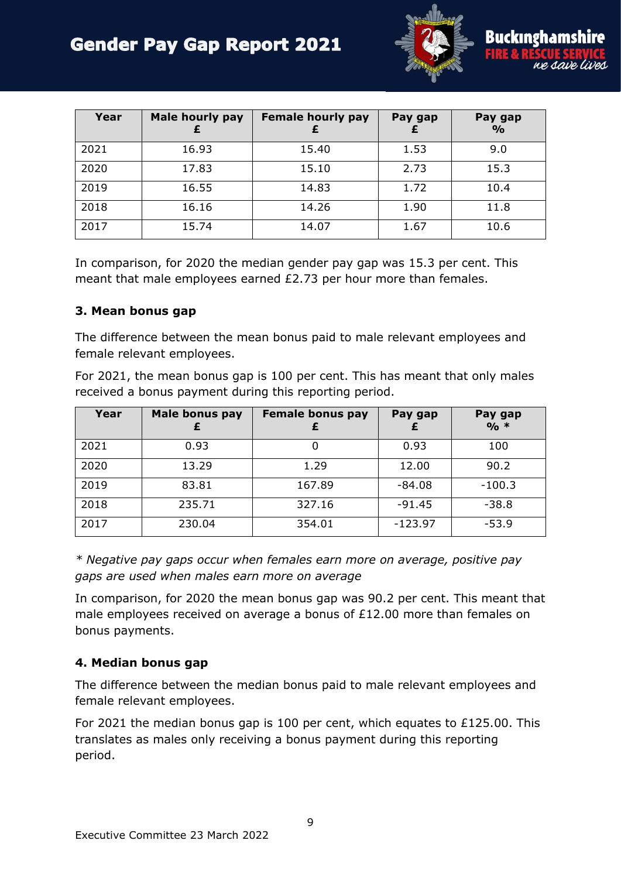| Year | Male hourly pay £ | Female hourly pay £ | Pay gap £ | Pay gap % |
|---|---|---|---|---|
| 2021 | 16.93 | 15.40 | 1.53 | 9.0 |
| 2020 | 17.83 | 15.10 | 2.73 | 15.3 |
| 2019 | 16.55 | 14.83 | 1.72 | 10.4 |
| 2018 | 16.16 | 14.26 | 1.90 | 11.8 |
| 2017 | 15.74 | 14.07 | 1.67 | 10.6 |

In comparison, for 2020 the median gender pay gap was 15.3 per cent. This meant that male employees earned £2.73 per hour more than females.

### 3. Mean bonus gap

The difference between the mean bonus paid to male relevant employees and female relevant employees.

For 2021, the mean bonus gap is 100 per cent. This has meant that only males received a bonus payment during this reporting period.

| Year | Male bonus pay £ | Female bonus pay £ | Pay gap £ | Pay gap % * |
|---|---|---|---|---|
| 2021 | 0.93 | 0 | 0.93 | 100 |
| 2020 | 13.29 | 1.29 | 12.00 | 90.2 |
| 2019 | 83.81 | 167.89 | -84.08 | -100.3 |
| 2018 | 235.71 | 327.16 | -91.45 | -38.8 |
| 2017 | 230.04 | 354.01 | -123.97 | -53.9 |

*\* Negative pay gaps occur when females earn more on average, positive pay gaps are used when males earn more on average*

In comparison, for 2020 the mean bonus gap was 90.2 per cent. This meant that male employees received on average a bonus of £12.00 more than females on bonus payments.

### 4. Median bonus gap

The difference between the median bonus paid to male relevant employees and female relevant employees.

For 2021 the median bonus gap is 100 per cent, which equates to £125.00. This translates as males only receiving a bonus payment during this reporting period.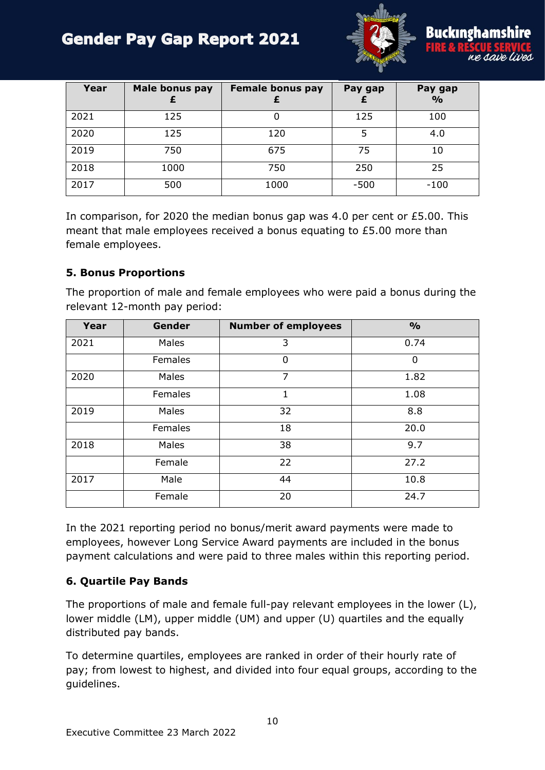| Year | Male bonus pay £ | Female bonus pay £ | Pay gap £ | Pay gap % |
|---|---|---|---|---|
| 2021 | 125 | 0 | 125 | 100 |
| 2020 | 125 | 120 | 5 | 4.0 |
| 2019 | 750 | 675 | 75 | 10 |
| 2018 | 1000 | 750 | 250 | 25 |
| 2017 | 500 | 1000 | -500 | -100 |

In comparison, for 2020 the median bonus gap was 4.0 per cent or £5.00. This meant that male employees received a bonus equating to £5.00 more than female employees.

### 5. Bonus Proportions

The proportion of male and female employees who were paid a bonus during the relevant 12-month pay period:

| Year | Gender | Number of employees | % |
|---|---|---|---|
| 2021 | Males | 3 | 0.74 |
| | Females | 0 | 0 |
| 2020 | Males | 7 | 1.82 |
| | Females | 1 | 1.08 |
| 2019 | Males | 32 | 8.8 |
| | Females | 18 | 20.0 |
| 2018 | Males | 38 | 9.7 |
| | Female | 22 | 27.2 |
| 2017 | Male | 44 | 10.8 |
| | Female | 20 | 24.7 |

In the 2021 reporting period no bonus/merit award payments were made to employees, however Long Service Award payments are included in the bonus payment calculations and were paid to three males within this reporting period.

### 6. Quartile Pay Bands

The proportions of male and female full-pay relevant employees in the lower (L), lower middle (LM), upper middle (UM) and upper (U) quartiles and the equally distributed pay bands.

To determine quartiles, employees are ranked in order of their hourly rate of pay; from lowest to highest, and divided into four equal groups, according to the guidelines.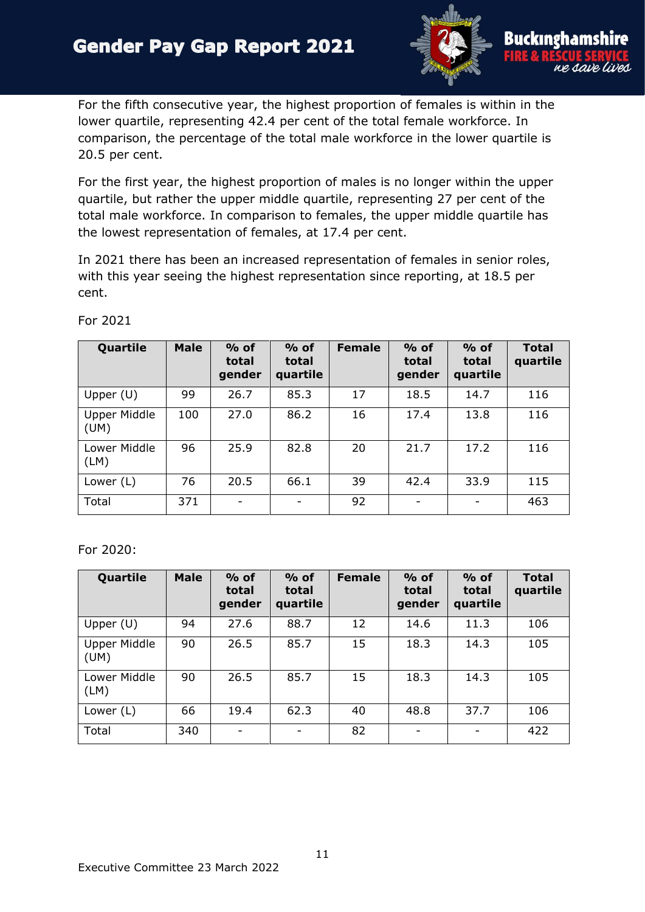For the fifth consecutive year, the highest proportion of females is within in the lower quartile, representing 42.4 per cent of the total female workforce. In comparison, the percentage of the total male workforce in the lower quartile is 20.5 per cent.

For the first year, the highest proportion of males is no longer within the upper quartile, but rather the upper middle quartile, representing 27 per cent of the total male workforce. In comparison to females, the upper middle quartile has the lowest representation of females, at 17.4 per cent.

In 2021 there has been an increased representation of females in senior roles, with this year seeing the highest representation since reporting, at 18.5 per cent.

For 2021

| Quartile | Male | % of total gender | % of total quartile | Female | % of total gender | % of total quartile | Total quartile |
|---|---|---|---|---|---|---|---|
| Upper (U) | 99 | 26.7 | 85.3 | 17 | 18.5 | 14.7 | 116 |
| Upper Middle (UM) | 100 | 27.0 | 86.2 | 16 | 17.4 | 13.8 | 116 |
| Lower Middle (LM) | 96 | 25.9 | 82.8 | 20 | 21.7 | 17.2 | 116 |
| Lower (L) | 76 | 20.5 | 66.1 | 39 | 42.4 | 33.9 | 115 |
| Total | 371 | - | - | 92 | - | - | 463 |

For 2020:

| Quartile | Male | % of total gender | % of total quartile | Female | % of total gender | % of total quartile | Total quartile |
|---|---|---|---|---|---|---|---|
| Upper (U) | 94 | 27.6 | 88.7 | 12 | 14.6 | 11.3 | 106 |
| Upper Middle (UM) | 90 | 26.5 | 85.7 | 15 | 18.3 | 14.3 | 105 |
| Lower Middle (LM) | 90 | 26.5 | 85.7 | 15 | 18.3 | 14.3 | 105 |
| Lower (L) | 66 | 19.4 | 62.3 | 40 | 48.8 | 37.7 | 106 |
| Total | 340 | - | - | 82 | - | - | 422 |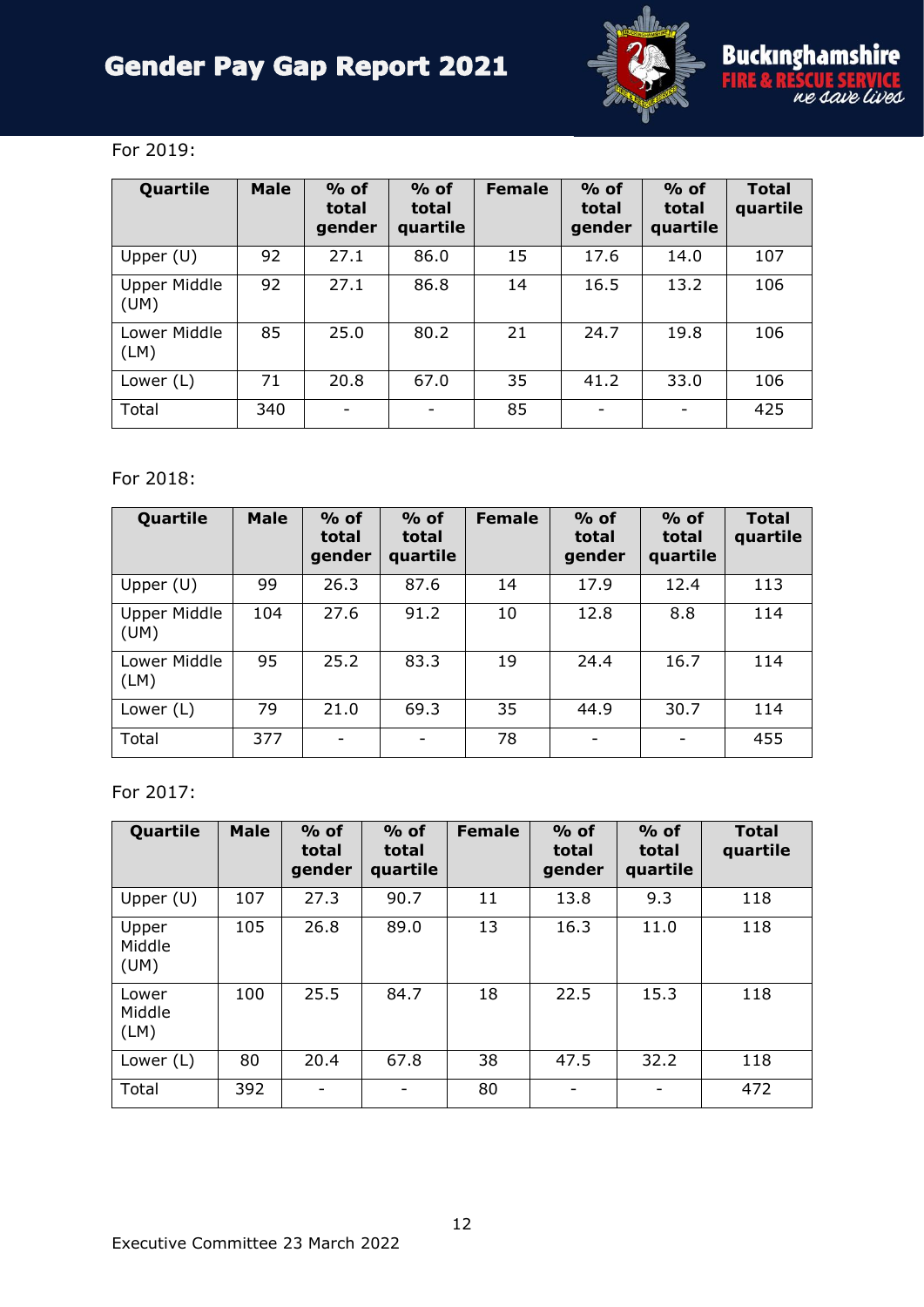For 2019:

| Quartile | Male | % of total gender | % of total quartile | Female | % of total gender | % of total quartile | Total quartile |
|---|---|---|---|---|---|---|---|
| Upper (U) | 92 | 27.1 | 86.0 | 15 | 17.6 | 14.0 | 107 |
| Upper Middle (UM) | 92 | 27.1 | 86.8 | 14 | 16.5 | 13.2 | 106 |
| Lower Middle (LM) | 85 | 25.0 | 80.2 | 21 | 24.7 | 19.8 | 106 |
| Lower (L) | 71 | 20.8 | 67.0 | 35 | 41.2 | 33.0 | 106 |
| Total | 340 | - | - | 85 | - | - | 425 |

For 2018:

| Quartile | Male | % of total gender | % of total quartile | Female | % of total gender | % of total quartile | Total quartile |
|---|---|---|---|---|---|---|---|
| Upper (U) | 99 | 26.3 | 87.6 | 14 | 17.9 | 12.4 | 113 |
| Upper Middle (UM) | 104 | 27.6 | 91.2 | 10 | 12.8 | 8.8 | 114 |
| Lower Middle (LM) | 95 | 25.2 | 83.3 | 19 | 24.4 | 16.7 | 114 |
| Lower (L) | 79 | 21.0 | 69.3 | 35 | 44.9 | 30.7 | 114 |
| Total | 377 | - | - | 78 | - | - | 455 |

For 2017:

| Quartile | Male | % of total gender | % of total quartile | Female | % of total gender | % of total quartile | Total quartile |
|---|---|---|---|---|---|---|---|
| Upper (U) | 107 | 27.3 | 90.7 | 11 | 13.8 | 9.3 | 118 |
| Upper Middle (UM) | 105 | 26.8 | 89.0 | 13 | 16.3 | 11.0 | 118 |
| Lower Middle (LM) | 100 | 25.5 | 84.7 | 18 | 22.5 | 15.3 | 118 |
| Lower (L) | 80 | 20.4 | 67.8 | 38 | 47.5 | 32.2 | 118 |
| Total | 392 | - | - | 80 | - | - | 472 |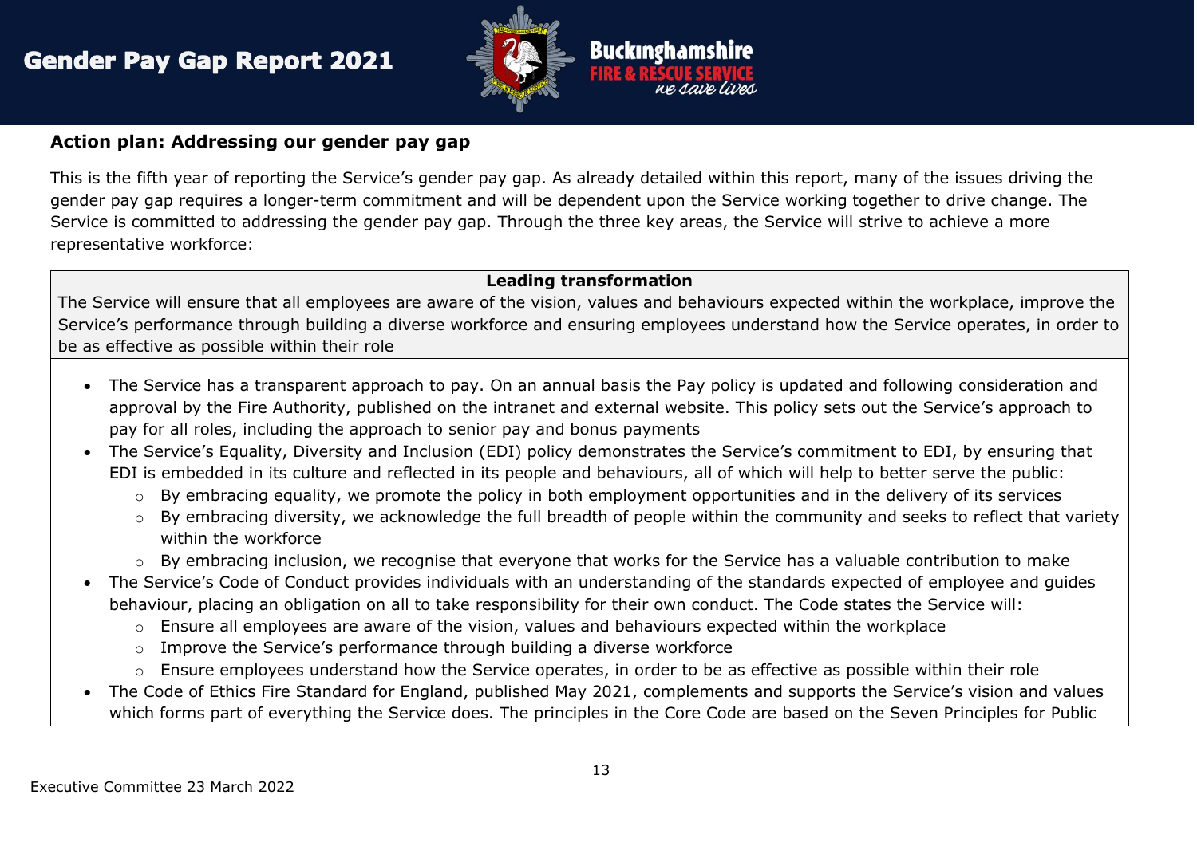**Action plan: Addressing our gender pay gap**

This is the fifth year of reporting the Service's gender pay gap. As already detailed within this report, many of the issues driving the gender pay gap requires a longer-term commitment and will be dependent upon the Service working together to drive change. The Service is committed to addressing the gender pay gap. Through the three key areas, the Service will strive to achieve a more representative workforce:

| **Leading transformation** |
|---|
| The Service will ensure that all employees are aware of the vision, values and behaviours expected within the workplace, improve the Service's performance through building a diverse workforce and ensuring employees understand how the Service operates, in order to be as effective as possible within their role |

- The Service has a transparent approach to pay. On an annual basis the Pay policy is updated and following consideration and approval by the Fire Authority, published on the intranet and external website. This policy sets out the Service's approach to pay for all roles, including the approach to senior pay and bonus payments
- The Service's Equality, Diversity and Inclusion (EDI) policy demonstrates the Service's commitment to EDI, by ensuring that EDI is embedded in its culture and reflected in its people and behaviours, all of which will help to better serve the public:
  - By embracing equality, we promote the policy in both employment opportunities and in the delivery of its services
  - By embracing diversity, we acknowledge the full breadth of people within the community and seeks to reflect that variety within the workforce
  - By embracing inclusion, we recognise that everyone that works for the Service has a valuable contribution to make
- The Service's Code of Conduct provides individuals with an understanding of the standards expected of employee and guides behaviour, placing an obligation on all to take responsibility for their own conduct. The Code states the Service will:
  - Ensure all employees are aware of the vision, values and behaviours expected within the workplace
  - Improve the Service's performance through building a diverse workforce
  - Ensure employees understand how the Service operates, in order to be as effective as possible within their role
- The Code of Ethics Fire Standard for England, published May 2021, complements and supports the Service's vision and values which forms part of everything the Service does. The principles in the Core Code are based on the Seven Principles for Public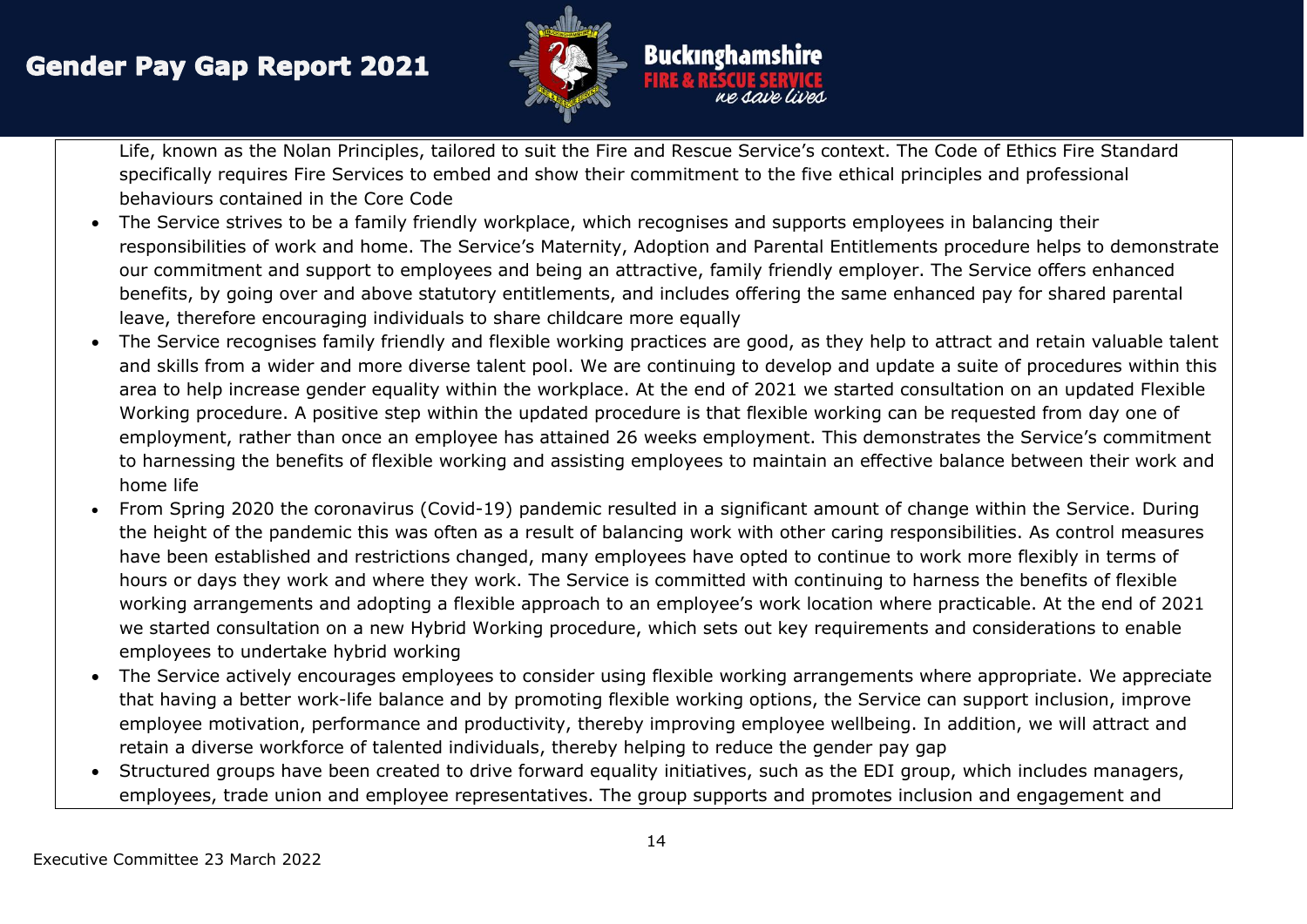Life, known as the Nolan Principles, tailored to suit the Fire and Rescue Service's context. The Code of Ethics Fire Standard specifically requires Fire Services to embed and show their commitment to the five ethical principles and professional behaviours contained in the Core Code

- The Service strives to be a family friendly workplace, which recognises and supports employees in balancing their responsibilities of work and home. The Service's Maternity, Adoption and Parental Entitlements procedure helps to demonstrate our commitment and support to employees and being an attractive, family friendly employer. The Service offers enhanced benefits, by going over and above statutory entitlements, and includes offering the same enhanced pay for shared parental leave, therefore encouraging individuals to share childcare more equally
- The Service recognises family friendly and flexible working practices are good, as they help to attract and retain valuable talent and skills from a wider and more diverse talent pool. We are continuing to develop and update a suite of procedures within this area to help increase gender equality within the workplace. At the end of 2021 we started consultation on an updated Flexible Working procedure. A positive step within the updated procedure is that flexible working can be requested from day one of employment, rather than once an employee has attained 26 weeks employment. This demonstrates the Service's commitment to harnessing the benefits of flexible working and assisting employees to maintain an effective balance between their work and home life
- From Spring 2020 the coronavirus (Covid-19) pandemic resulted in a significant amount of change within the Service. During the height of the pandemic this was often as a result of balancing work with other caring responsibilities. As control measures have been established and restrictions changed, many employees have opted to continue to work more flexibly in terms of hours or days they work and where they work. The Service is committed with continuing to harness the benefits of flexible working arrangements and adopting a flexible approach to an employee's work location where practicable. At the end of 2021 we started consultation on a new Hybrid Working procedure, which sets out key requirements and considerations to enable employees to undertake hybrid working
- The Service actively encourages employees to consider using flexible working arrangements where appropriate. We appreciate that having a better work-life balance and by promoting flexible working options, the Service can support inclusion, improve employee motivation, performance and productivity, thereby improving employee wellbeing. In addition, we will attract and retain a diverse workforce of talented individuals, thereby helping to reduce the gender pay gap
- Structured groups have been created to drive forward equality initiatives, such as the EDI group, which includes managers, employees, trade union and employee representatives. The group supports and promotes inclusion and engagement and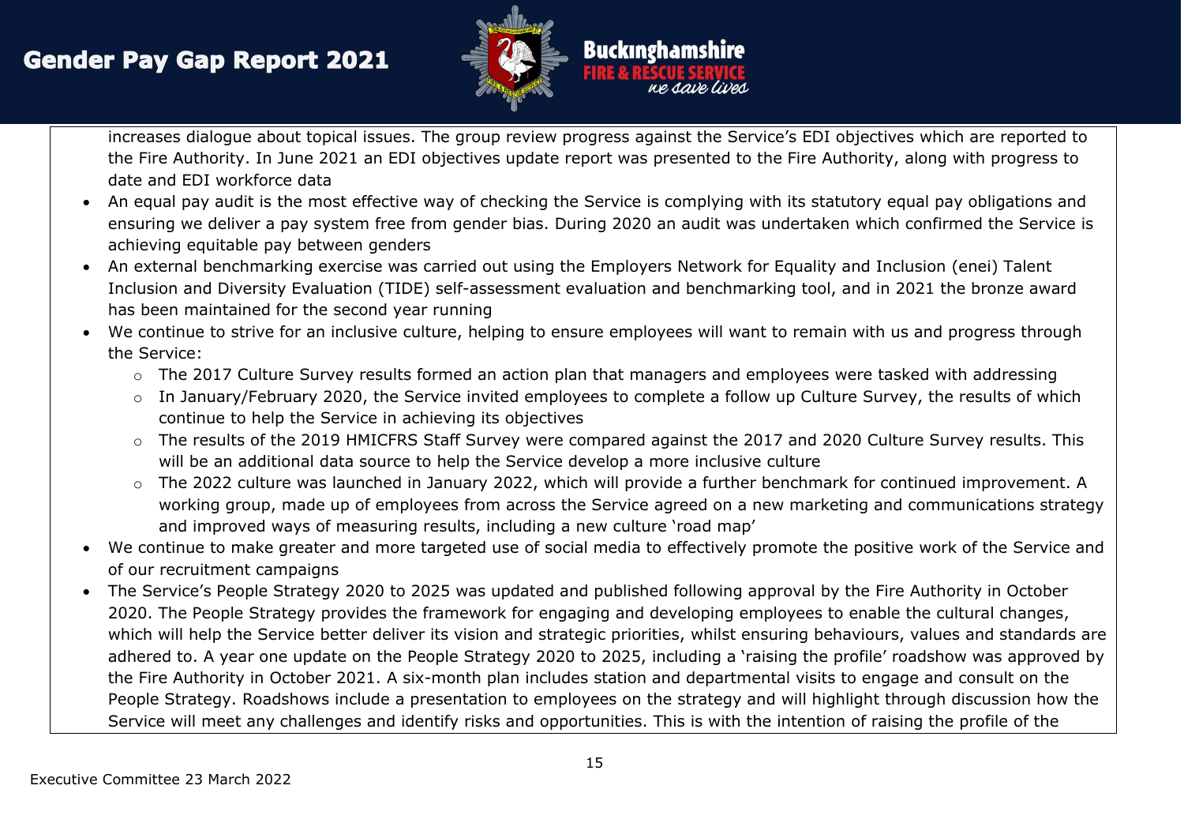increases dialogue about topical issues. The group review progress against the Service's EDI objectives which are reported to the Fire Authority. In June 2021 an EDI objectives update report was presented to the Fire Authority, along with progress to date and EDI workforce data

- An equal pay audit is the most effective way of checking the Service is complying with its statutory equal pay obligations and ensuring we deliver a pay system free from gender bias. During 2020 an audit was undertaken which confirmed the Service is achieving equitable pay between genders
- An external benchmarking exercise was carried out using the Employers Network for Equality and Inclusion (enei) Talent Inclusion and Diversity Evaluation (TIDE) self-assessment evaluation and benchmarking tool, and in 2021 the bronze award has been maintained for the second year running
- We continue to strive for an inclusive culture, helping to ensure employees will want to remain with us and progress through the Service:
  - The 2017 Culture Survey results formed an action plan that managers and employees were tasked with addressing
  - In January/February 2020, the Service invited employees to complete a follow up Culture Survey, the results of which continue to help the Service in achieving its objectives
  - The results of the 2019 HMICFRS Staff Survey were compared against the 2017 and 2020 Culture Survey results. This will be an additional data source to help the Service develop a more inclusive culture
  - The 2022 culture was launched in January 2022, which will provide a further benchmark for continued improvement. A working group, made up of employees from across the Service agreed on a new marketing and communications strategy and improved ways of measuring results, including a new culture 'road map'
- We continue to make greater and more targeted use of social media to effectively promote the positive work of the Service and of our recruitment campaigns
- The Service's People Strategy 2020 to 2025 was updated and published following approval by the Fire Authority in October 2020. The People Strategy provides the framework for engaging and developing employees to enable the cultural changes, which will help the Service better deliver its vision and strategic priorities, whilst ensuring behaviours, values and standards are adhered to. A year one update on the People Strategy 2020 to 2025, including a 'raising the profile' roadshow was approved by the Fire Authority in October 2021. A six-month plan includes station and departmental visits to engage and consult on the People Strategy. Roadshows include a presentation to employees on the strategy and will highlight through discussion how the Service will meet any challenges and identify risks and opportunities. This is with the intention of raising the profile of the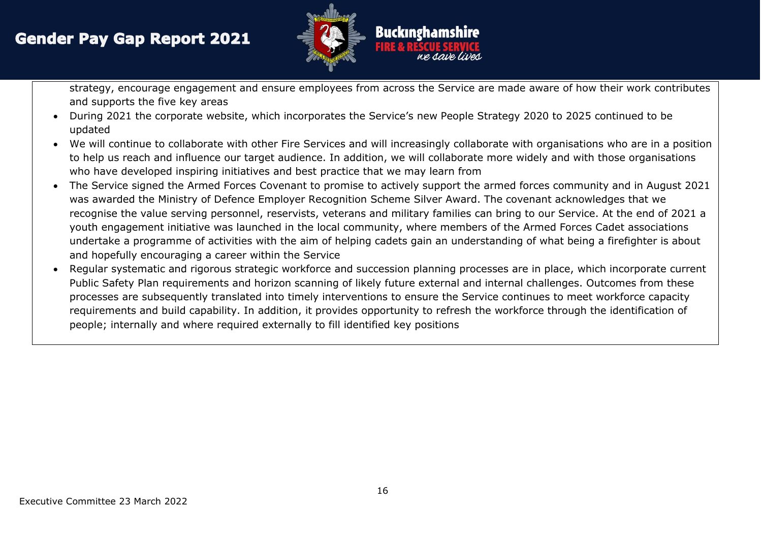strategy, encourage engagement and ensure employees from across the Service are made aware of how their work contributes and supports the five key areas

- During 2021 the corporate website, which incorporates the Service's new People Strategy 2020 to 2025 continued to be updated
- We will continue to collaborate with other Fire Services and will increasingly collaborate with organisations who are in a position to help us reach and influence our target audience. In addition, we will collaborate more widely and with those organisations who have developed inspiring initiatives and best practice that we may learn from
- The Service signed the Armed Forces Covenant to promise to actively support the armed forces community and in August 2021 was awarded the Ministry of Defence Employer Recognition Scheme Silver Award. The covenant acknowledges that we recognise the value serving personnel, reservists, veterans and military families can bring to our Service. At the end of 2021 a youth engagement initiative was launched in the local community, where members of the Armed Forces Cadet associations undertake a programme of activities with the aim of helping cadets gain an understanding of what being a firefighter is about and hopefully encouraging a career within the Service
- Regular systematic and rigorous strategic workforce and succession planning processes are in place, which incorporate current Public Safety Plan requirements and horizon scanning of likely future external and internal challenges. Outcomes from these processes are subsequently translated into timely interventions to ensure the Service continues to meet workforce capacity requirements and build capability. In addition, it provides opportunity to refresh the workforce through the identification of people; internally and where required externally to fill identified key positions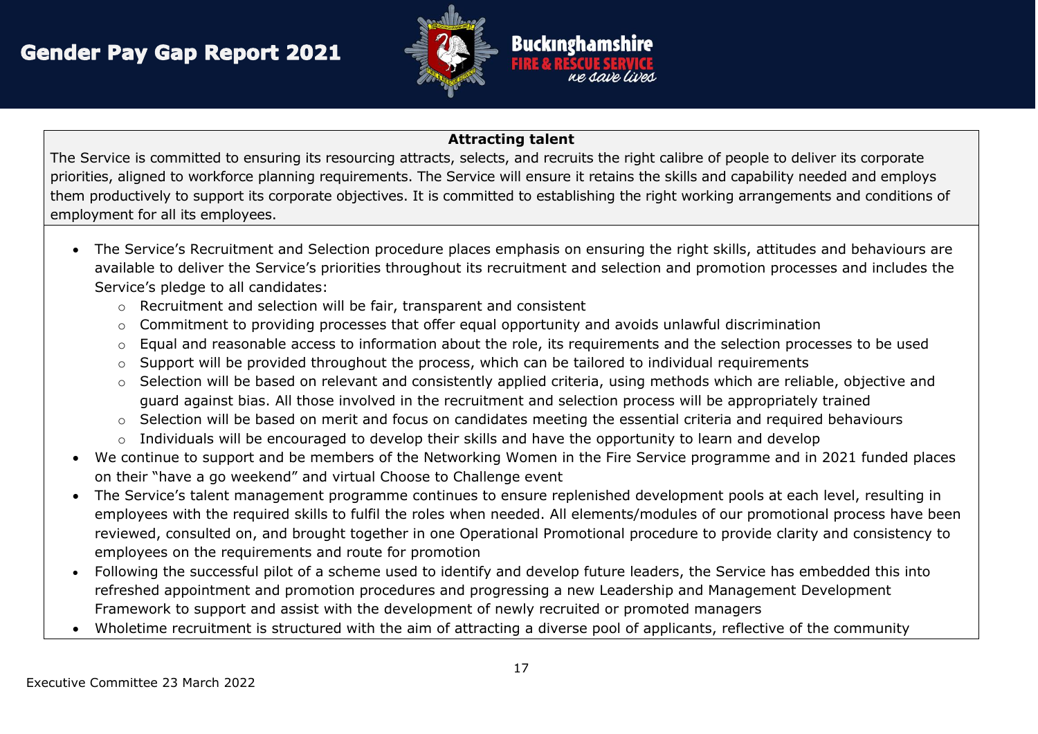**Attracting talent**

The Service is committed to ensuring its resourcing attracts, selects, and recruits the right calibre of people to deliver its corporate priorities, aligned to workforce planning requirements. The Service will ensure it retains the skills and capability needed and employs them productively to support its corporate objectives. It is committed to establishing the right working arrangements and conditions of employment for all its employees.

- The Service's Recruitment and Selection procedure places emphasis on ensuring the right skills, attitudes and behaviours are available to deliver the Service's priorities throughout its recruitment and selection and promotion processes and includes the Service's pledge to all candidates:
  - Recruitment and selection will be fair, transparent and consistent
  - Commitment to providing processes that offer equal opportunity and avoids unlawful discrimination
  - Equal and reasonable access to information about the role, its requirements and the selection processes to be used
  - Support will be provided throughout the process, which can be tailored to individual requirements
  - Selection will be based on relevant and consistently applied criteria, using methods which are reliable, objective and guard against bias. All those involved in the recruitment and selection process will be appropriately trained
  - Selection will be based on merit and focus on candidates meeting the essential criteria and required behaviours
  - Individuals will be encouraged to develop their skills and have the opportunity to learn and develop
- We continue to support and be members of the Networking Women in the Fire Service programme and in 2021 funded places on their "have a go weekend" and virtual Choose to Challenge event
- The Service's talent management programme continues to ensure replenished development pools at each level, resulting in employees with the required skills to fulfil the roles when needed. All elements/modules of our promotional process have been reviewed, consulted on, and brought together in one Operational Promotional procedure to provide clarity and consistency to employees on the requirements and route for promotion
- Following the successful pilot of a scheme used to identify and develop future leaders, the Service has embedded this into refreshed appointment and promotion procedures and progressing a new Leadership and Management Development Framework to support and assist with the development of newly recruited or promoted managers
- Wholetime recruitment is structured with the aim of attracting a diverse pool of applicants, reflective of the community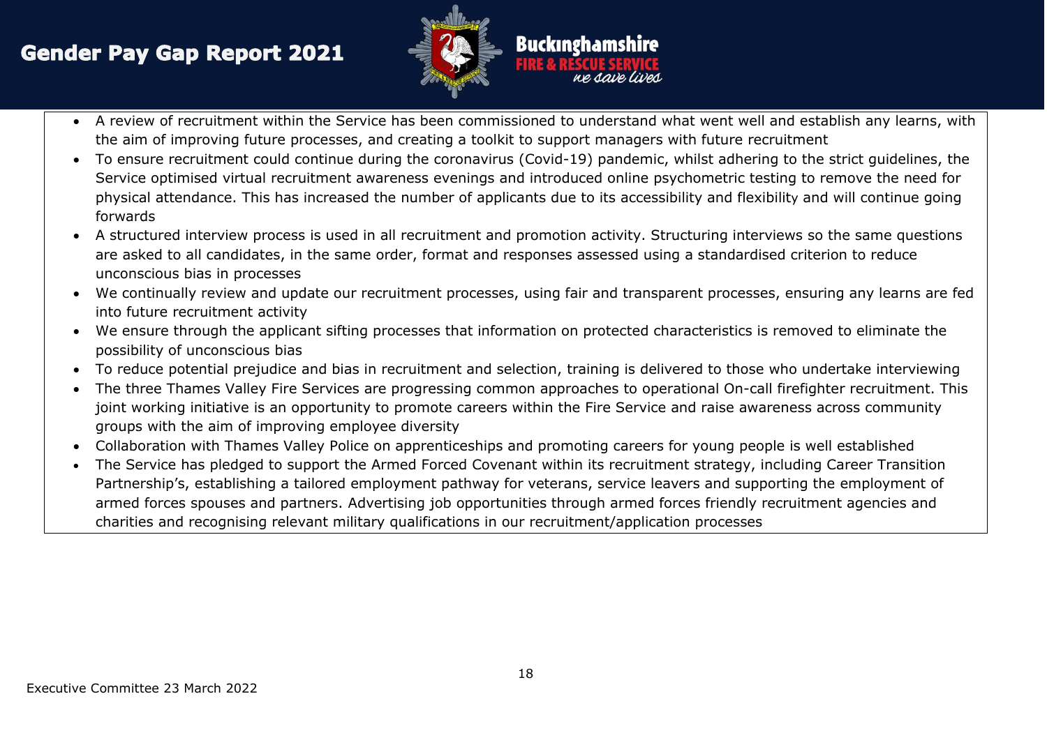- A review of recruitment within the Service has been commissioned to understand what went well and establish any learns, with the aim of improving future processes, and creating a toolkit to support managers with future recruitment
- To ensure recruitment could continue during the coronavirus (Covid-19) pandemic, whilst adhering to the strict guidelines, the Service optimised virtual recruitment awareness evenings and introduced online psychometric testing to remove the need for physical attendance. This has increased the number of applicants due to its accessibility and flexibility and will continue going forwards
- A structured interview process is used in all recruitment and promotion activity. Structuring interviews so the same questions are asked to all candidates, in the same order, format and responses assessed using a standardised criterion to reduce unconscious bias in processes
- We continually review and update our recruitment processes, using fair and transparent processes, ensuring any learns are fed into future recruitment activity
- We ensure through the applicant sifting processes that information on protected characteristics is removed to eliminate the possibility of unconscious bias
- To reduce potential prejudice and bias in recruitment and selection, training is delivered to those who undertake interviewing
- The three Thames Valley Fire Services are progressing common approaches to operational On-call firefighter recruitment. This joint working initiative is an opportunity to promote careers within the Fire Service and raise awareness across community groups with the aim of improving employee diversity
- Collaboration with Thames Valley Police on apprenticeships and promoting careers for young people is well established
- The Service has pledged to support the Armed Forced Covenant within its recruitment strategy, including Career Transition Partnership's, establishing a tailored employment pathway for veterans, service leavers and supporting the employment of armed forces spouses and partners. Advertising job opportunities through armed forces friendly recruitment agencies and charities and recognising relevant military qualifications in our recruitment/application processes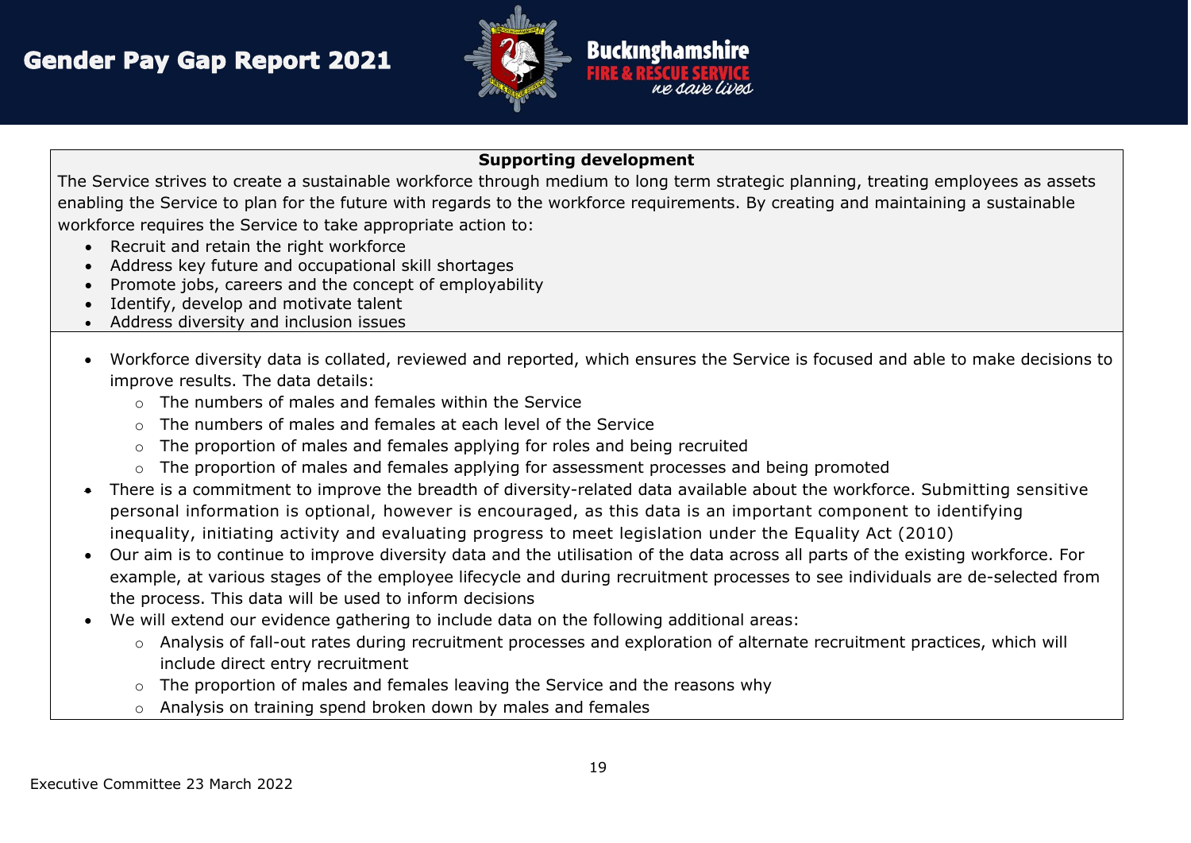### Supporting development

The Service strives to create a sustainable workforce through medium to long term strategic planning, treating employees as assets enabling the Service to plan for the future with regards to the workforce requirements. By creating and maintaining a sustainable workforce requires the Service to take appropriate action to:

- Recruit and retain the right workforce
- Address key future and occupational skill shortages
- Promote jobs, careers and the concept of employability
- Identify, develop and motivate talent
- Address diversity and inclusion issues

- Workforce diversity data is collated, reviewed and reported, which ensures the Service is focused and able to make decisions to improve results. The data details:
  - The numbers of males and females within the Service
  - The numbers of males and females at each level of the Service
  - The proportion of males and females applying for roles and being recruited
  - The proportion of males and females applying for assessment processes and being promoted
- There is a commitment to improve the breadth of diversity-related data available about the workforce. Submitting sensitive personal information is optional, however is encouraged, as this data is an important component to identifying inequality, initiating activity and evaluating progress to meet legislation under the Equality Act (2010)
- Our aim is to continue to improve diversity data and the utilisation of the data across all parts of the existing workforce. For example, at various stages of the employee lifecycle and during recruitment processes to see individuals are de-selected from the process. This data will be used to inform decisions
- We will extend our evidence gathering to include data on the following additional areas:
  - Analysis of fall-out rates during recruitment processes and exploration of alternate recruitment practices, which will include direct entry recruitment
  - The proportion of males and females leaving the Service and the reasons why
  - Analysis on training spend broken down by males and females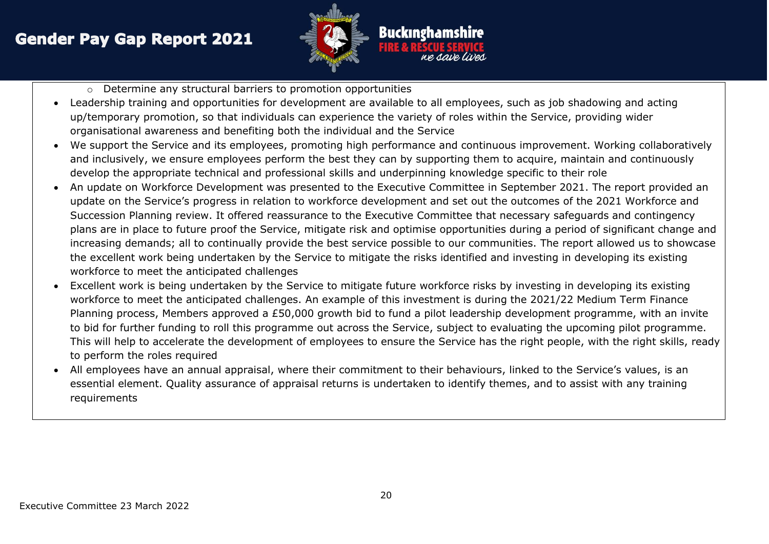- Determine any structural barriers to promotion opportunities
- Leadership training and opportunities for development are available to all employees, such as job shadowing and acting up/temporary promotion, so that individuals can experience the variety of roles within the Service, providing wider organisational awareness and benefiting both the individual and the Service
- We support the Service and its employees, promoting high performance and continuous improvement. Working collaboratively and inclusively, we ensure employees perform the best they can by supporting them to acquire, maintain and continuously develop the appropriate technical and professional skills and underpinning knowledge specific to their role
- An update on Workforce Development was presented to the Executive Committee in September 2021. The report provided an update on the Service's progress in relation to workforce development and set out the outcomes of the 2021 Workforce and Succession Planning review. It offered reassurance to the Executive Committee that necessary safeguards and contingency plans are in place to future proof the Service, mitigate risk and optimise opportunities during a period of significant change and increasing demands; all to continually provide the best service possible to our communities. The report allowed us to showcase the excellent work being undertaken by the Service to mitigate the risks identified and investing in developing its existing workforce to meet the anticipated challenges
- Excellent work is being undertaken by the Service to mitigate future workforce risks by investing in developing its existing workforce to meet the anticipated challenges. An example of this investment is during the 2021/22 Medium Term Finance Planning process, Members approved a £50,000 growth bid to fund a pilot leadership development programme, with an invite to bid for further funding to roll this programme out across the Service, subject to evaluating the upcoming pilot programme. This will help to accelerate the development of employees to ensure the Service has the right people, with the right skills, ready to perform the roles required
- All employees have an annual appraisal, where their commitment to their behaviours, linked to the Service's values, is an essential element. Quality assurance of appraisal returns is undertaken to identify themes, and to assist with any training requirements